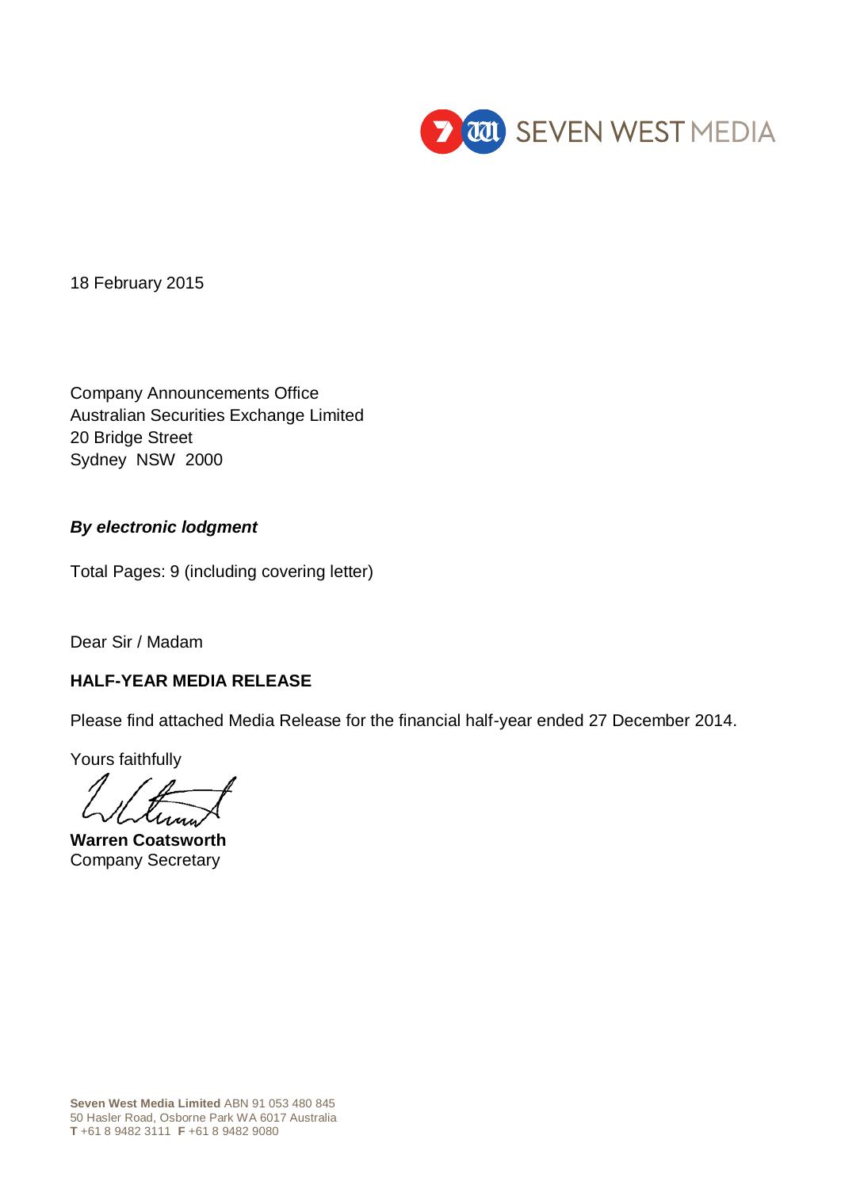SEVEN WEST MEDIA

18 February 2015

Company Announcements Office
Australian Securities Exchange Limited
20 Bridge Street
Sydney NSW 2000

***By electronic lodgment***

Total Pages: 9 (including covering letter)

Dear Sir / Madam

**HALF-YEAR MEDIA RELEASE**

Please find attached Media Release for the financial half-year ended 27 December 2014.

Yours faithfully

**Warren Coatsworth**
Company Secretary

**Seven West Media Limited** ABN 91 053 480 845
50 Hasler Road, Osborne Park WA 6017 Australia
**T** +61 8 9482 3111 **F** +61 8 9482 9080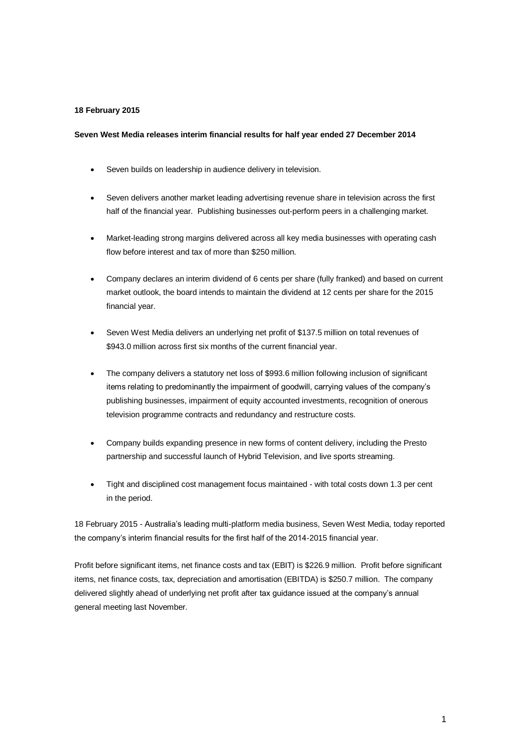**18 February 2015**

**Seven West Media releases interim financial results for half year ended 27 December 2014**

- Seven builds on leadership in audience delivery in television.
- Seven delivers another market leading advertising revenue share in television across the first half of the financial year. Publishing businesses out-perform peers in a challenging market.
- Market-leading strong margins delivered across all key media businesses with operating cash flow before interest and tax of more than $250 million.
- Company declares an interim dividend of 6 cents per share (fully franked) and based on current market outlook, the board intends to maintain the dividend at 12 cents per share for the 2015 financial year.
- Seven West Media delivers an underlying net profit of $137.5 million on total revenues of $943.0 million across first six months of the current financial year.
- The company delivers a statutory net loss of $993.6 million following inclusion of significant items relating to predominantly the impairment of goodwill, carrying values of the company's publishing businesses, impairment of equity accounted investments, recognition of onerous television programme contracts and redundancy and restructure costs.
- Company builds expanding presence in new forms of content delivery, including the Presto partnership and successful launch of Hybrid Television, and live sports streaming.
- Tight and disciplined cost management focus maintained - with total costs down 1.3 per cent in the period.

18 February 2015 - Australia's leading multi-platform media business, Seven West Media, today reported the company's interim financial results for the first half of the 2014-2015 financial year.

Profit before significant items, net finance costs and tax (EBIT) is $226.9 million. Profit before significant items, net finance costs, tax, depreciation and amortisation (EBITDA) is $250.7 million. The company delivered slightly ahead of underlying net profit after tax guidance issued at the company's annual general meeting last November.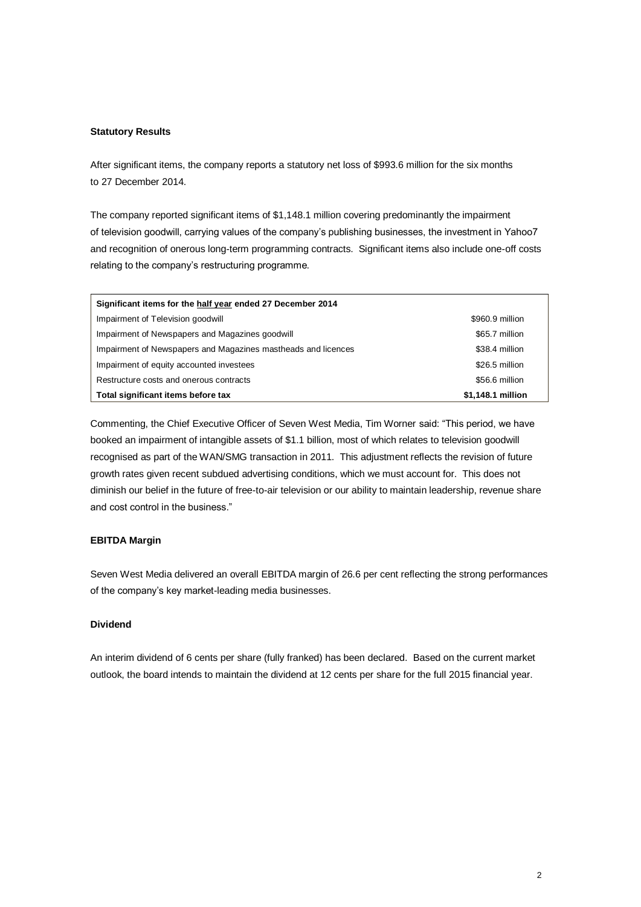**Statistory Results**

After significant items, the company reports a statutory net loss of $993.6 million for the six months to 27 December 2014.

The company reported significant items of $1,148.1 million covering predominantly the impairment of television goodwill, carrying values of the company's publishing businesses, the investment in Yahoo7 and recognition of onerous long-term programming contracts. Significant items also include one-off costs relating to the company's restructuring programme.

| **Significant items for the half year ended 27 December 2014** | |
|---|---|
| Impairment of Television goodwill | $960.9 million |
| Impairment of Newspapers and Magazines goodwill | $65.7 million |
| Impairment of Newspapers and Magazines mastheads and licences | $38.4 million |
| Impairment of equity accounted investees | $26.5 million |
| Restructure costs and onerous contracts | $56.6 million |
| **Total significant items before tax** | **$1,148.1 million** |

Commenting, the Chief Executive Officer of Seven West Media, Tim Worner said: "This period, we have booked an impairment of intangible assets of $1.1 billion, most of which relates to television goodwill recognised as part of the WAN/SMG transaction in 2011. This adjustment reflects the revision of future growth rates given recent subdued advertising conditions, which we must account for. This does not diminish our belief in the future of free-to-air television or our ability to maintain leadership, revenue share and cost control in the business."

**EBITDA Margin**

Seven West Media delivered an overall EBITDA margin of 26.6 per cent reflecting the strong performances of the company's key market-leading media businesses.

**Dividend**

An interim dividend of 6 cents per share (fully franked) has been declared. Based on the current market outlook, the board intends to maintain the dividend at 12 cents per share for the full 2015 financial year.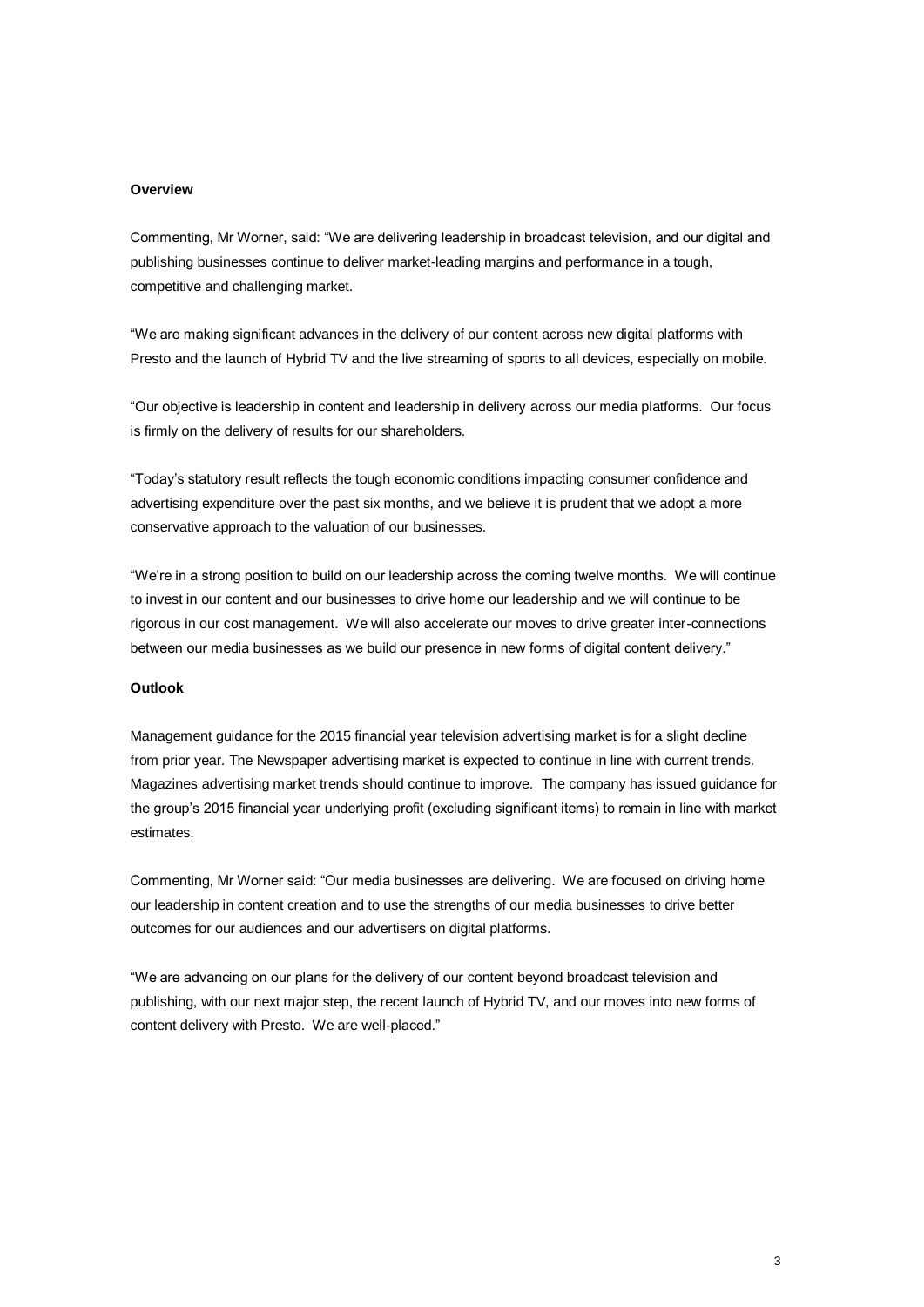**Overview**

Commenting, Mr Worner, said: "We are delivering leadership in broadcast television, and our digital and publishing businesses continue to deliver market-leading margins and performance in a tough, competitive and challenging market.

"We are making significant advances in the delivery of our content across new digital platforms with Presto and the launch of Hybrid TV and the live streaming of sports to all devices, especially on mobile.

"Our objective is leadership in content and leadership in delivery across our media platforms. Our focus is firmly on the delivery of results for our shareholders.

"Today's statutory result reflects the tough economic conditions impacting consumer confidence and advertising expenditure over the past six months, and we believe it is prudent that we adopt a more conservative approach to the valuation of our businesses.

"We're in a strong position to build on our leadership across the coming twelve months. We will continue to invest in our content and our businesses to drive home our leadership and we will continue to be rigorous in our cost management. We will also accelerate our moves to drive greater inter-connections between our media businesses as we build our presence in new forms of digital content delivery."

**Outlook**

Management guidance for the 2015 financial year television advertising market is for a slight decline from prior year. The Newspaper advertising market is expected to continue in line with current trends. Magazines advertising market trends should continue to improve. The company has issued guidance for the group's 2015 financial year underlying profit (excluding significant items) to remain in line with market estimates.

Commenting, Mr Worner said: "Our media businesses are delivering. We are focused on driving home our leadership in content creation and to use the strengths of our media businesses to drive better outcomes for our audiences and our advertisers on digital platforms.

"We are advancing on our plans for the delivery of our content beyond broadcast television and publishing, with our next major step, the recent launch of Hybrid TV, and our moves into new forms of content delivery with Presto. We are well-placed."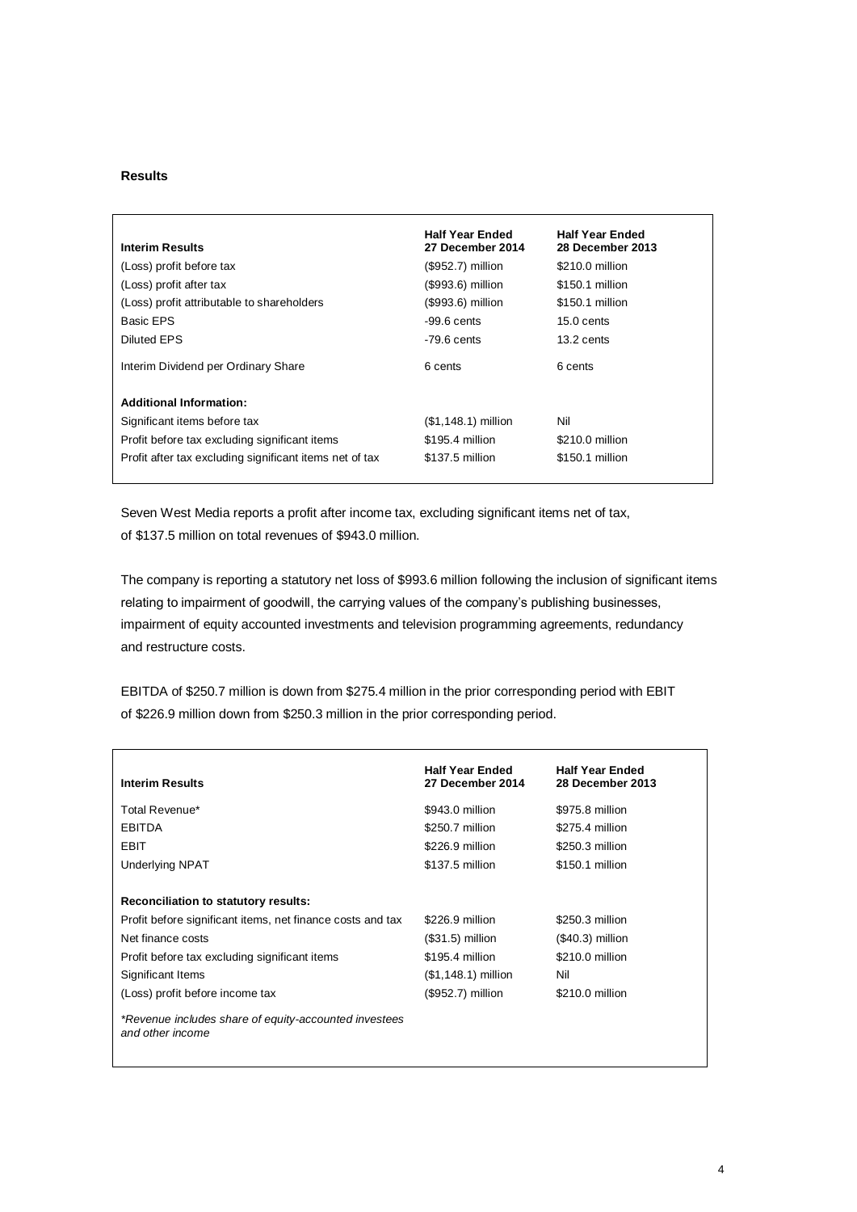## Results

| Interim Results | Half Year Ended 27 December 2014 | Half Year Ended 28 December 2013 |
|---|---|---|
| (Loss) profit before tax | ($952.7) million | $210.0 million |
| (Loss) profit after tax | ($993.6) million | $150.1 million |
| (Loss) profit attributable to shareholders | ($993.6) million | $150.1 million |
| Basic EPS | -99.6 cents | 15.0 cents |
| Diluted EPS | -79.6 cents | 13.2 cents |
| Interim Dividend per Ordinary Share | 6 cents | 6 cents |
| **Additional Information:** | | |
| Significant items before tax | ($1,148.1) million | Nil |
| Profit before tax excluding significant items | $195.4 million | $210.0 million |
| Profit after tax excluding significant items net of tax | $137.5 million | $150.1 million |

Seven West Media reports a profit after income tax, excluding significant items net of tax, of $137.5 million on total revenues of $943.0 million.

The company is reporting a statutory net loss of $993.6 million following the inclusion of significant items relating to impairment of goodwill, the carrying values of the company's publishing businesses, impairment of equity accounted investments and television programming agreements, redundancy and restructure costs.

EBITDA of $250.7 million is down from $275.4 million in the prior corresponding period with EBIT of $226.9 million down from $250.3 million in the prior corresponding period.

| Interim Results | Half Year Ended 27 December 2014 | Half Year Ended 28 December 2013 |
|---|---|---|
| Total Revenue* | $943.0 million | $975.8 million |
| EBITDA | $250.7 million | $275.4 million |
| EBIT | $226.9 million | $250.3 million |
| Underlying NPAT | $137.5 million | $150.1 million |
| **Reconciliation to statutory results:** | | |
| Profit before significant items, net finance costs and tax | $226.9 million | $250.3 million |
| Net finance costs | ($31.5) million | ($40.3) million |
| Profit before tax excluding significant items | $195.4 million | $210.0 million |
| Significant Items | ($1,148.1) million | Nil |
| (Loss) profit before income tax | ($952.7) million | $210.0 million |

*\*Revenue includes share of equity-accounted investees and other income*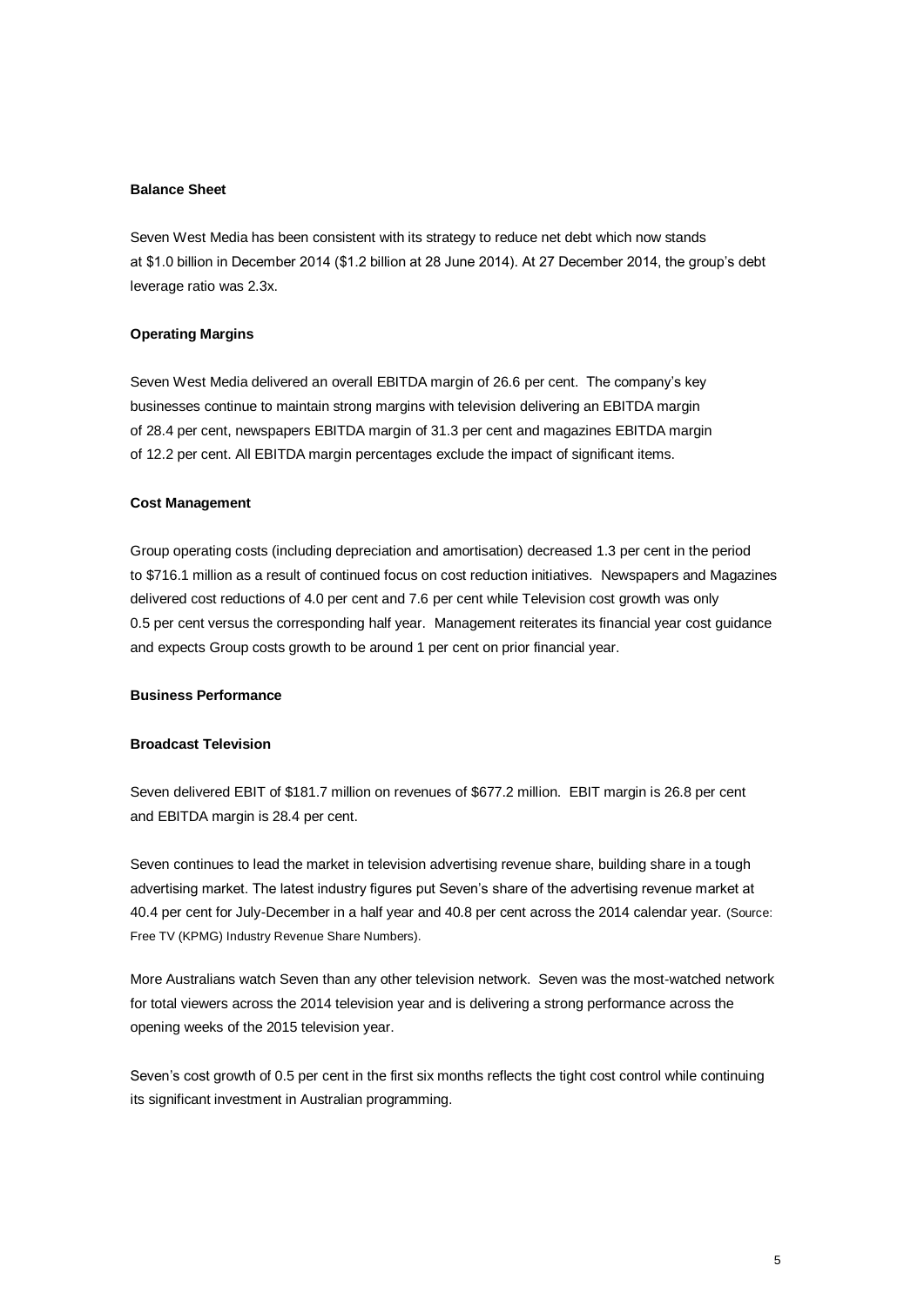**Balance Sheet**

Seven West Media has been consistent with its strategy to reduce net debt which now stands at $1.0 billion in December 2014 ($1.2 billion at 28 June 2014). At 27 December 2014, the group's debt leverage ratio was 2.3x.

**Operating Margins**

Seven West Media delivered an overall EBITDA margin of 26.6 per cent. The company's key businesses continue to maintain strong margins with television delivering an EBITDA margin of 28.4 per cent, newspapers EBITDA margin of 31.3 per cent and magazines EBITDA margin of 12.2 per cent. All EBITDA margin percentages exclude the impact of significant items.

**Cost Management**

Group operating costs (including depreciation and amortisation) decreased 1.3 per cent in the period to $716.1 million as a result of continued focus on cost reduction initiatives. Newspapers and Magazines delivered cost reductions of 4.0 per cent and 7.6 per cent while Television cost growth was only 0.5 per cent versus the corresponding half year. Management reiterates its financial year cost guidance and expects Group costs growth to be around 1 per cent on prior financial year.

**Business Performance**

**Broadcast Television**

Seven delivered EBIT of $181.7 million on revenues of $677.2 million. EBIT margin is 26.8 per cent and EBITDA margin is 28.4 per cent.

Seven continues to lead the market in television advertising revenue share, building share in a tough advertising market. The latest industry figures put Seven's share of the advertising revenue market at 40.4 per cent for July-December in a half year and 40.8 per cent across the 2014 calendar year. (Source: Free TV (KPMG) Industry Revenue Share Numbers).

More Australians watch Seven than any other television network. Seven was the most-watched network for total viewers across the 2014 television year and is delivering a strong performance across the opening weeks of the 2015 television year.

Seven's cost growth of 0.5 per cent in the first six months reflects the tight cost control while continuing its significant investment in Australian programming.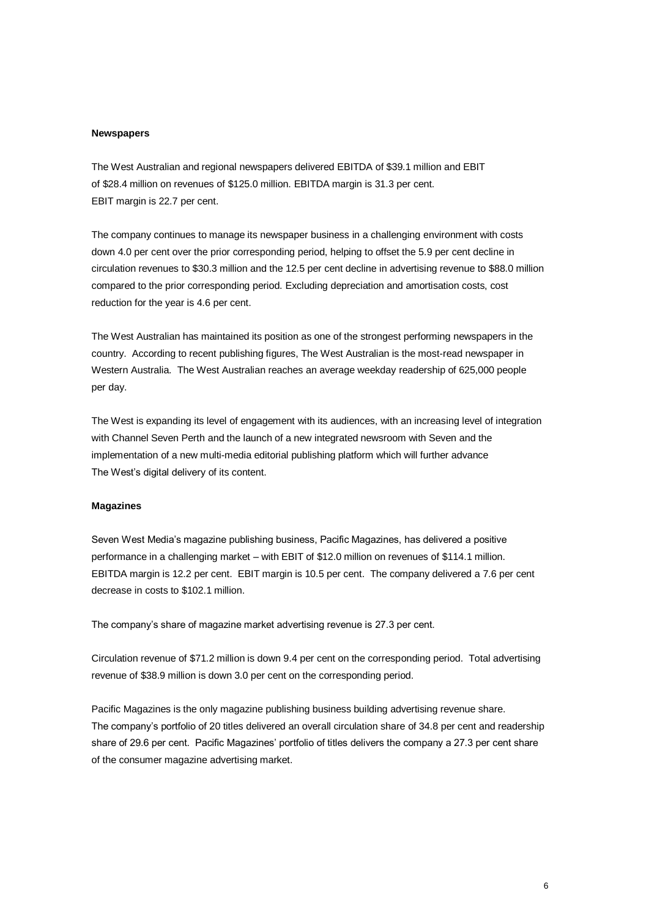**Newspapers**

The West Australian and regional newspapers delivered EBITDA of $39.1 million and EBIT of $28.4 million on revenues of $125.0 million. EBITDA margin is 31.3 per cent. EBIT margin is 22.7 per cent.

The company continues to manage its newspaper business in a challenging environment with costs down 4.0 per cent over the prior corresponding period, helping to offset the 5.9 per cent decline in circulation revenues to $30.3 million and the 12.5 per cent decline in advertising revenue to $88.0 million compared to the prior corresponding period. Excluding depreciation and amortisation costs, cost reduction for the year is 4.6 per cent.

The West Australian has maintained its position as one of the strongest performing newspapers in the country. According to recent publishing figures, The West Australian is the most-read newspaper in Western Australia. The West Australian reaches an average weekday readership of 625,000 people per day.

The West is expanding its level of engagement with its audiences, with an increasing level of integration with Channel Seven Perth and the launch of a new integrated newsroom with Seven and the implementation of a new multi-media editorial publishing platform which will further advance The West's digital delivery of its content.

**Magazines**

Seven West Media's magazine publishing business, Pacific Magazines, has delivered a positive performance in a challenging market – with EBIT of $12.0 million on revenues of $114.1 million. EBITDA margin is 12.2 per cent. EBIT margin is 10.5 per cent. The company delivered a 7.6 per cent decrease in costs to $102.1 million.

The company's share of magazine market advertising revenue is 27.3 per cent.

Circulation revenue of $71.2 million is down 9.4 per cent on the corresponding period. Total advertising revenue of $38.9 million is down 3.0 per cent on the corresponding period.

Pacific Magazines is the only magazine publishing business building advertising revenue share. The company's portfolio of 20 titles delivered an overall circulation share of 34.8 per cent and readership share of 29.6 per cent. Pacific Magazines' portfolio of titles delivers the company a 27.3 per cent share of the consumer magazine advertising market.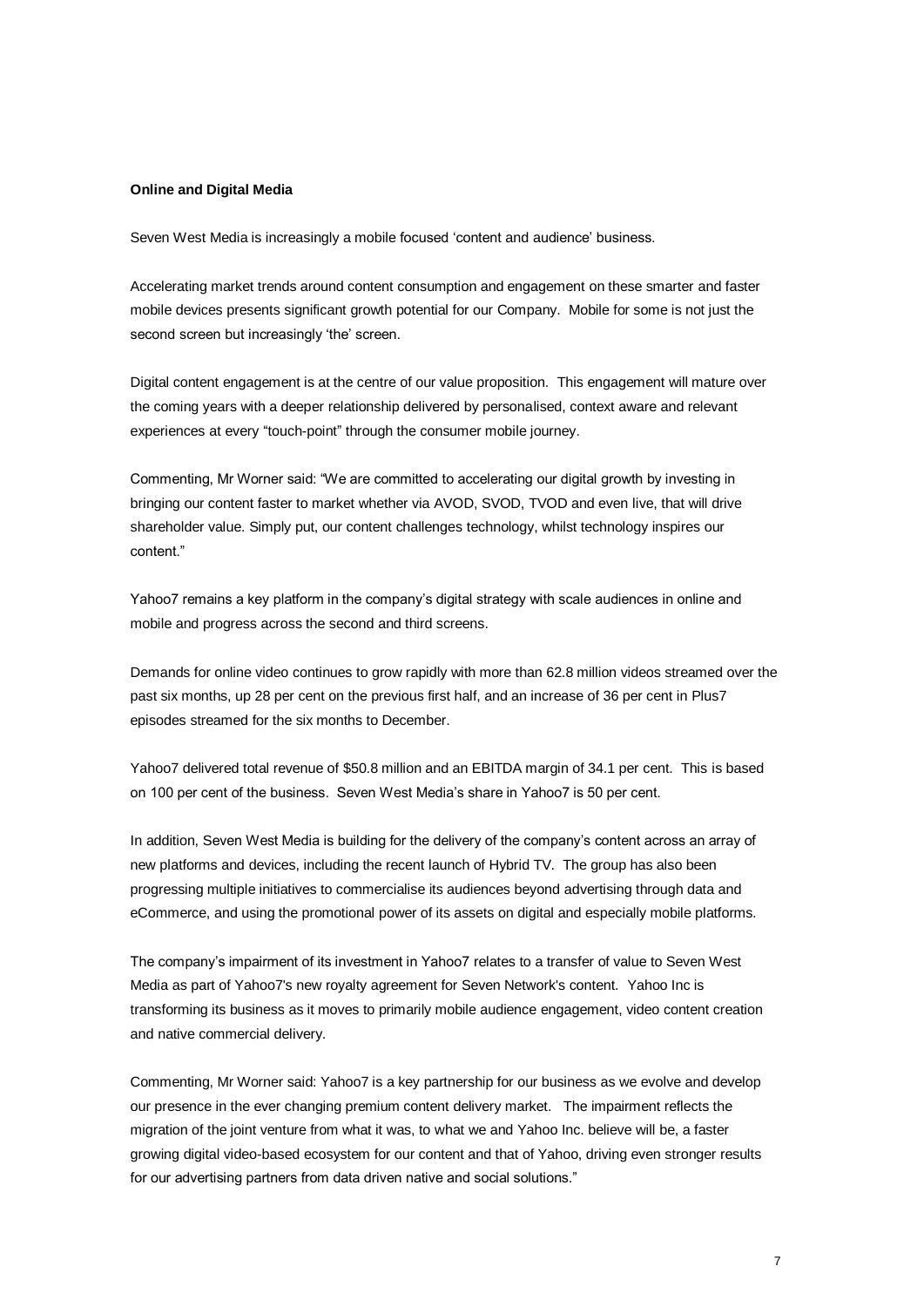**Online and Digital Media**

Seven West Media is increasingly a mobile focused 'content and audience' business.

Accelerating market trends around content consumption and engagement on these smarter and faster mobile devices presents significant growth potential for our Company. Mobile for some is not just the second screen but increasingly 'the' screen.

Digital content engagement is at the centre of our value proposition. This engagement will mature over the coming years with a deeper relationship delivered by personalised, context aware and relevant experiences at every "touch-point" through the consumer mobile journey.

Commenting, Mr Worner said: "We are committed to accelerating our digital growth by investing in bringing our content faster to market whether via AVOD, SVOD, TVOD and even live, that will drive shareholder value. Simply put, our content challenges technology, whilst technology inspires our content."

Yahoo7 remains a key platform in the company's digital strategy with scale audiences in online and mobile and progress across the second and third screens.

Demands for online video continues to grow rapidly with more than 62.8 million videos streamed over the past six months, up 28 per cent on the previous first half, and an increase of 36 per cent in Plus7 episodes streamed for the six months to December.

Yahoo7 delivered total revenue of $50.8 million and an EBITDA margin of 34.1 per cent. This is based on 100 per cent of the business. Seven West Media's share in Yahoo7 is 50 per cent.

In addition, Seven West Media is building for the delivery of the company's content across an array of new platforms and devices, including the recent launch of Hybrid TV. The group has also been progressing multiple initiatives to commercialise its audiences beyond advertising through data and eCommerce, and using the promotional power of its assets on digital and especially mobile platforms.

The company's impairment of its investment in Yahoo7 relates to a transfer of value to Seven West Media as part of Yahoo7's new royalty agreement for Seven Network's content. Yahoo Inc is transforming its business as it moves to primarily mobile audience engagement, video content creation and native commercial delivery.

Commenting, Mr Worner said: Yahoo7 is a key partnership for our business as we evolve and develop our presence in the ever changing premium content delivery market. The impairment reflects the migration of the joint venture from what it was, to what we and Yahoo Inc. believe will be, a faster growing digital video-based ecosystem for our content and that of Yahoo, driving even stronger results for our advertising partners from data driven native and social solutions."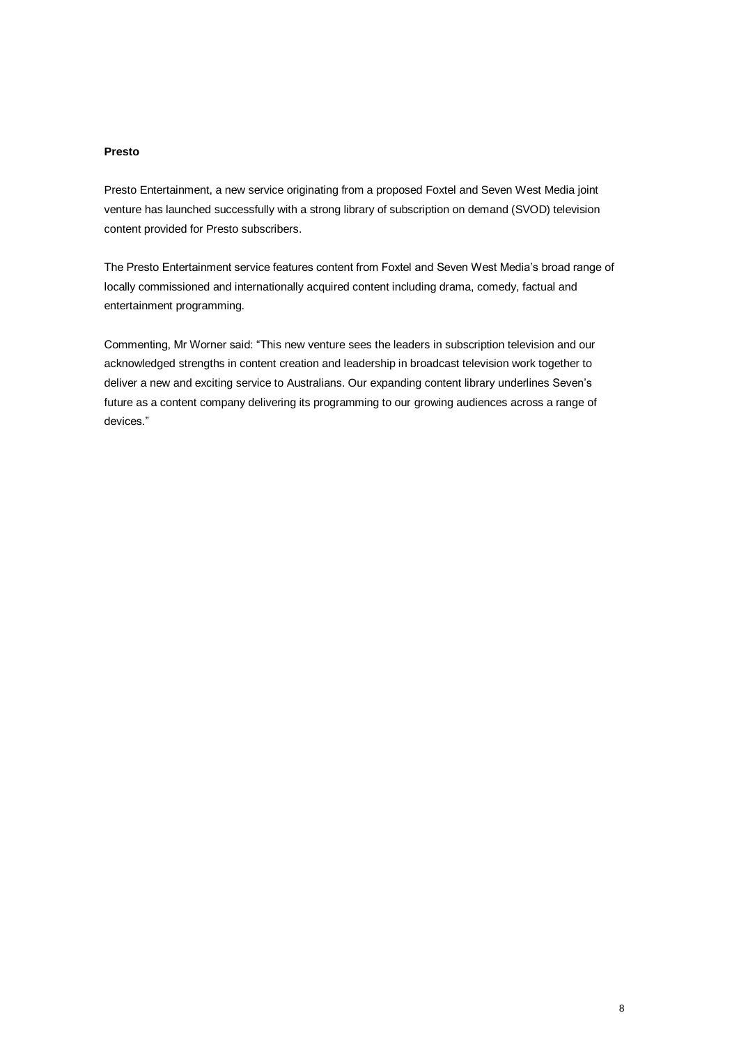**Presto**

Presto Entertainment, a new service originating from a proposed Foxtel and Seven West Media joint venture has launched successfully with a strong library of subscription on demand (SVOD) television content provided for Presto subscribers.

The Presto Entertainment service features content from Foxtel and Seven West Media's broad range of locally commissioned and internationally acquired content including drama, comedy, factual and entertainment programming.

Commenting, Mr Worner said: "This new venture sees the leaders in subscription television and our acknowledged strengths in content creation and leadership in broadcast television work together to deliver a new and exciting service to Australians. Our expanding content library underlines Seven's future as a content company delivering its programming to our growing audiences across a range of devices."